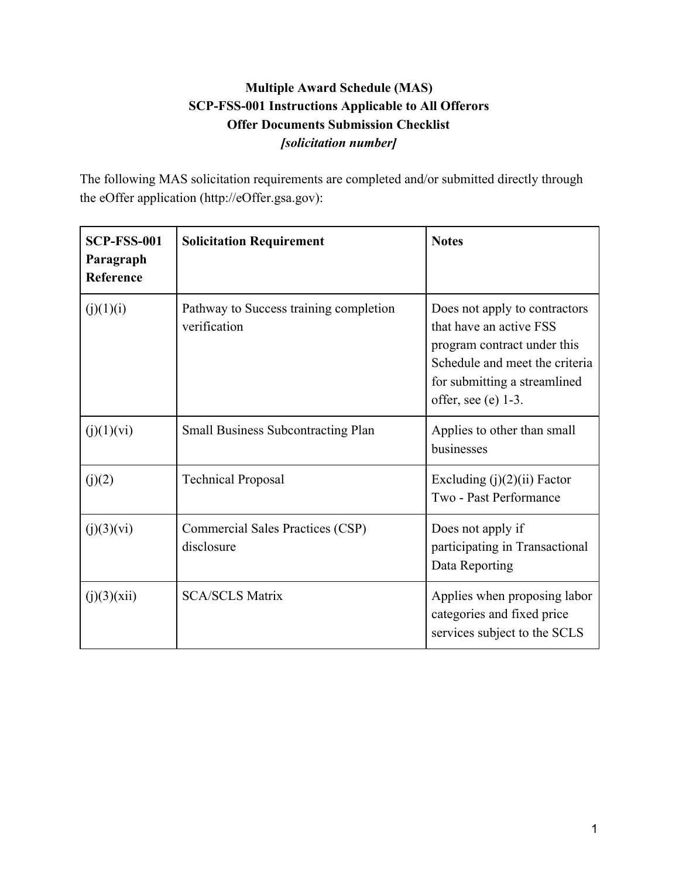**Multiple Award Schedule (MAS)**
**SCP-FSS-001 Instructions Applicable to All Offerors**
**Offer Documents Submission Checklist**
***[solicitation number]***

The following MAS solicitation requirements are completed and/or submitted directly through the eOffer application (http://eOffer.gsa.gov):

| SCP-FSS-001 Paragraph Reference | Solicitation Requirement | Notes |
|---|---|---|
| (j)(1)(i) | Pathway to Success training completion verification | Does not apply to contractors that have an active FSS program contract under this Schedule and meet the criteria for submitting a streamlined offer, see (e) 1-3. |
| (j)(1)(vi) | Small Business Subcontracting Plan | Applies to other than small businesses |
| (j)(2) | Technical Proposal | Excluding (j)(2)(ii) Factor Two - Past Performance |
| (j)(3)(vi) | Commercial Sales Practices (CSP) disclosure | Does not apply if participating in Transactional Data Reporting |
| (j)(3)(xii) | SCA/SCLS Matrix | Applies when proposing labor categories and fixed price services subject to the SCLS |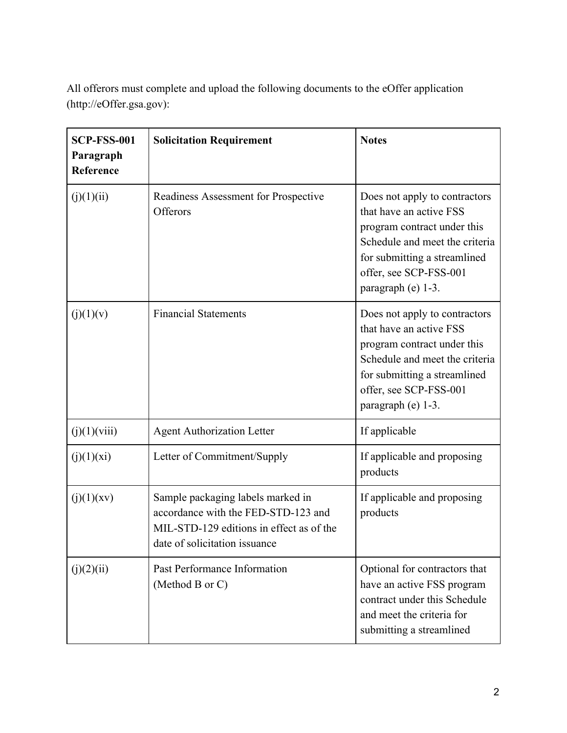All offerors must complete and upload the following documents to the eOffer application (http://eOffer.gsa.gov):

| SCP-FSS-001 Paragraph Reference | Solicitation Requirement | Notes |
|---|---|---|
| (j)(1)(ii) | Readiness Assessment for Prospective Offerors | Does not apply to contractors that have an active FSS program contract under this Schedule and meet the criteria for submitting a streamlined offer, see SCP-FSS-001 paragraph (e) 1-3. |
| (j)(1)(v) | Financial Statements | Does not apply to contractors that have an active FSS program contract under this Schedule and meet the criteria for submitting a streamlined offer, see SCP-FSS-001 paragraph (e) 1-3. |
| (j)(1)(viii) | Agent Authorization Letter | If applicable |
| (j)(1)(xi) | Letter of Commitment/Supply | If applicable and proposing products |
| (j)(1)(xv) | Sample packaging labels marked in accordance with the FED-STD-123 and MIL-STD-129 editions in effect as of the date of solicitation issuance | If applicable and proposing products |
| (j)(2)(ii) | Past Performance Information (Method B or C) | Optional for contractors that have an active FSS program contract under this Schedule and meet the criteria for submitting a streamlined |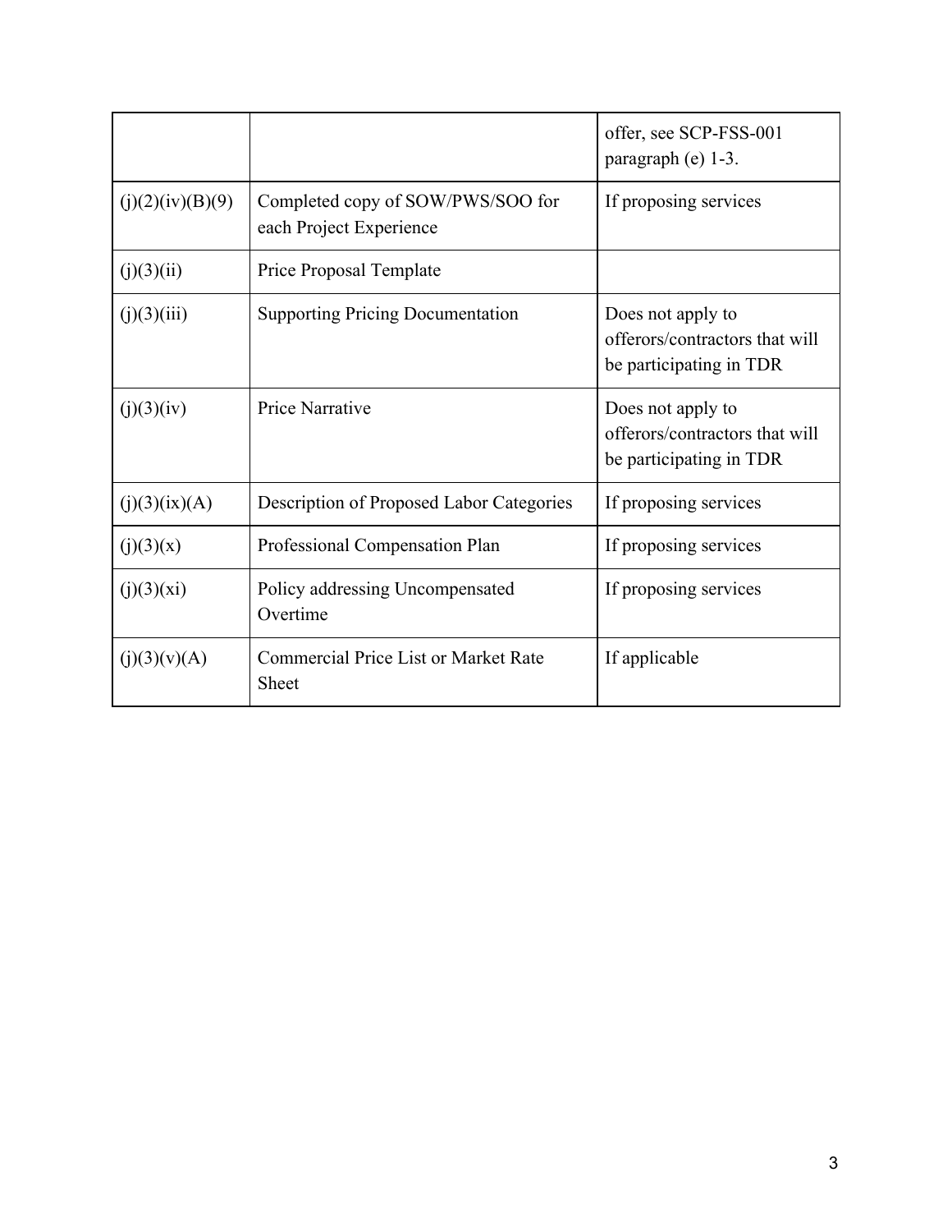| | | |
|---|---|---|
| | | offer, see SCP-FSS-001 paragraph (e) 1-3. |
| (j)(2)(iv)(B)(9) | Completed copy of SOW/PWS/SOO for each Project Experience | If proposing services |
| (j)(3)(ii) | Price Proposal Template | |
| (j)(3)(iii) | Supporting Pricing Documentation | Does not apply to offerors/contractors that will be participating in TDR |
| (j)(3)(iv) | Price Narrative | Does not apply to offerors/contractors that will be participating in TDR |
| (j)(3)(ix)(A) | Description of Proposed Labor Categories | If proposing services |
| (j)(3)(x) | Professional Compensation Plan | If proposing services |
| (j)(3)(xi) | Policy addressing Uncompensated Overtime | If proposing services |
| (j)(3)(v)(A) | Commercial Price List or Market Rate Sheet | If applicable |